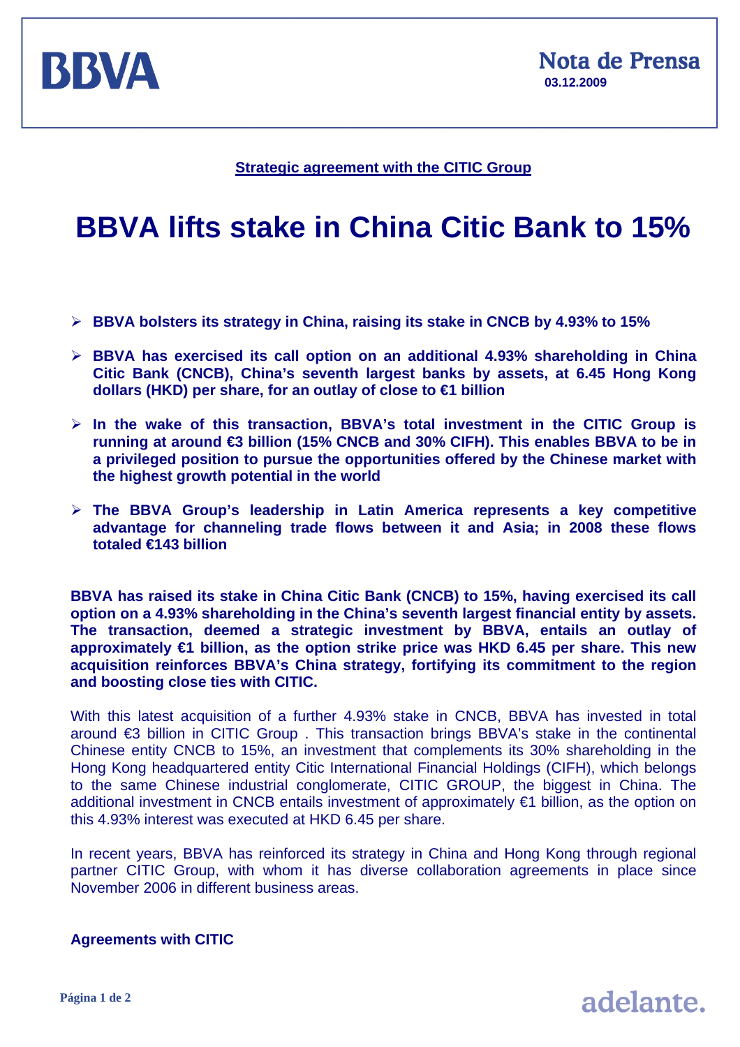BBVA

**Nota de Prensa**
**03.12.2009**

**Strategic agreement with the CITIC Group**

# BBVA lifts stake in China Citic Bank to 15%

- **BBVA bolsters its strategy in China, raising its stake in CNCB by 4.93% to 15%**
- **BBVA has exercised its call option on an additional 4.93% shareholding in China Citic Bank (CNCB), China's seventh largest banks by assets, at 6.45 Hong Kong dollars (HKD) per share, for an outlay of close to €1 billion**
- **In the wake of this transaction, BBVA's total investment in the CITIC Group is running at around €3 billion (15% CNCB and 30% CIFH). This enables BBVA to be in a privileged position to pursue the opportunities offered by the Chinese market with the highest growth potential in the world**
- **The BBVA Group's leadership in Latin America represents a key competitive advantage for channeling trade flows between it and Asia; in 2008 these flows totaled €143 billion**

**BBVA has raised its stake in China Citic Bank (CNCB) to 15%, having exercised its call option on a 4.93% shareholding in the China's seventh largest financial entity by assets. The transaction, deemed a strategic investment by BBVA, entails an outlay of approximately €1 billion, as the option strike price was HKD 6.45 per share. This new acquisition reinforces BBVA's China strategy, fortifying its commitment to the region and boosting close ties with CITIC.**

With this latest acquisition of a further 4.93% stake in CNCB, BBVA has invested in total around €3 billion in CITIC Group . This transaction brings BBVA's stake in the continental Chinese entity CNCB to 15%, an investment that complements its 30% shareholding in the Hong Kong headquartered entity Citic International Financial Holdings (CIFH), which belongs to the same Chinese industrial conglomerate, CITIC GROUP, the biggest in China. The additional investment in CNCB entails investment of approximately €1 billion, as the option on this 4.93% interest was executed at HKD 6.45 per share.

In recent years, BBVA has reinforced its strategy in China and Hong Kong through regional partner CITIC Group, with whom it has diverse collaboration agreements in place since November 2006 in different business areas.

**Agreements with CITIC**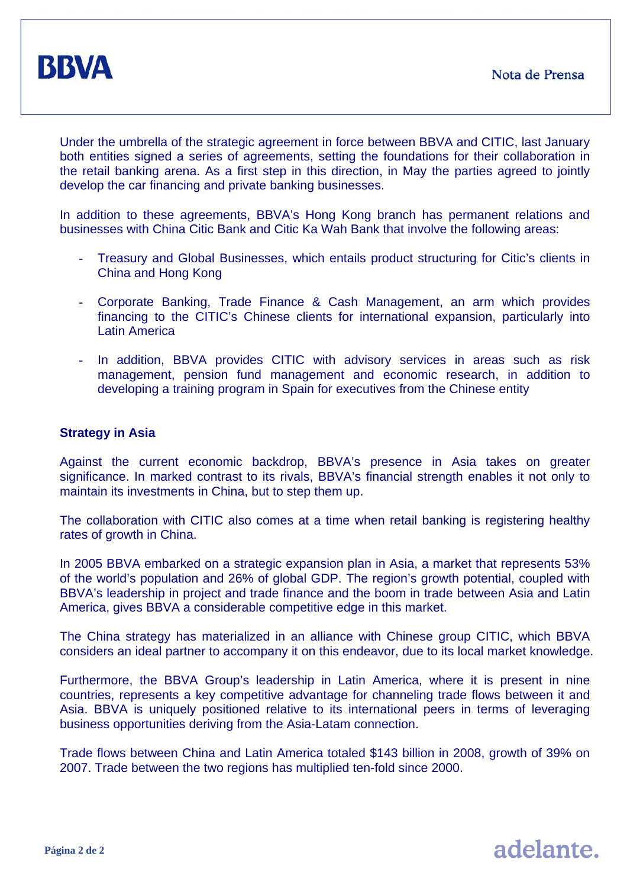Under the umbrella of the strategic agreement in force between BBVA and CITIC, last January both entities signed a series of agreements, setting the foundations for their collaboration in the retail banking arena. As a first step in this direction, in May the parties agreed to jointly develop the car financing and private banking businesses.

In addition to these agreements, BBVA's Hong Kong branch has permanent relations and businesses with China Citic Bank and Citic Ka Wah Bank that involve the following areas:

- Treasury and Global Businesses, which entails product structuring for Citic's clients in China and Hong Kong
- Corporate Banking, Trade Finance & Cash Management, an arm which provides financing to the CITIC's Chinese clients for international expansion, particularly into Latin America
- In addition, BBVA provides CITIC with advisory services in areas such as risk management, pension fund management and economic research, in addition to developing a training program in Spain for executives from the Chinese entity

**Strategy in Asia**

Against the current economic backdrop, BBVA's presence in Asia takes on greater significance. In marked contrast to its rivals, BBVA's financial strength enables it not only to maintain its investments in China, but to step them up.

The collaboration with CITIC also comes at a time when retail banking is registering healthy rates of growth in China.

In 2005 BBVA embarked on a strategic expansion plan in Asia, a market that represents 53% of the world's population and 26% of global GDP. The region's growth potential, coupled with BBVA's leadership in project and trade finance and the boom in trade between Asia and Latin America, gives BBVA a considerable competitive edge in this market.

The China strategy has materialized in an alliance with Chinese group CITIC, which BBVA considers an ideal partner to accompany it on this endeavor, due to its local market knowledge.

Furthermore, the BBVA Group's leadership in Latin America, where it is present in nine countries, represents a key competitive advantage for channeling trade flows between it and Asia. BBVA is uniquely positioned relative to its international peers in terms of leveraging business opportunities deriving from the Asia-Latam connection.

Trade flows between China and Latin America totaled $143 billion in 2008, growth of 39% on 2007. Trade between the two regions has multiplied ten-fold since 2000.